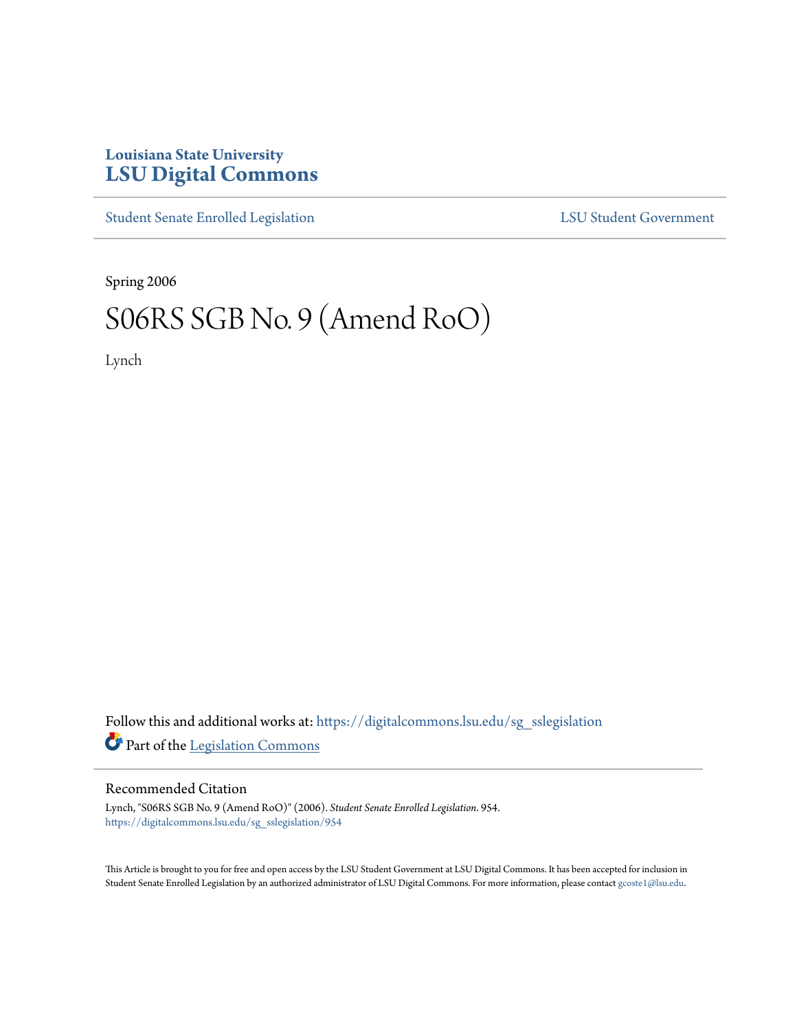Louisiana State University

# LSU Digital Commons

Student Senate Enrolled Legislation | LSU Student Government

Spring 2006

# S06RS SGB No. 9 (Amend RoO)

Lynch

Follow this and additional works at: https://digitalcommons.lsu.edu/sg_sslegislation

Part of the Legislation Commons

## Recommended Citation

Lynch, "S06RS SGB No. 9 (Amend RoO)" (2006). *Student Senate Enrolled Legislation*. 954.
https://digitalcommons.lsu.edu/sg_sslegislation/954

This Article is brought to you for free and open access by the LSU Student Government at LSU Digital Commons. It has been accepted for inclusion in Student Senate Enrolled Legislation by an authorized administrator of LSU Digital Commons. For more information, please contact gcoste1@lsu.edu.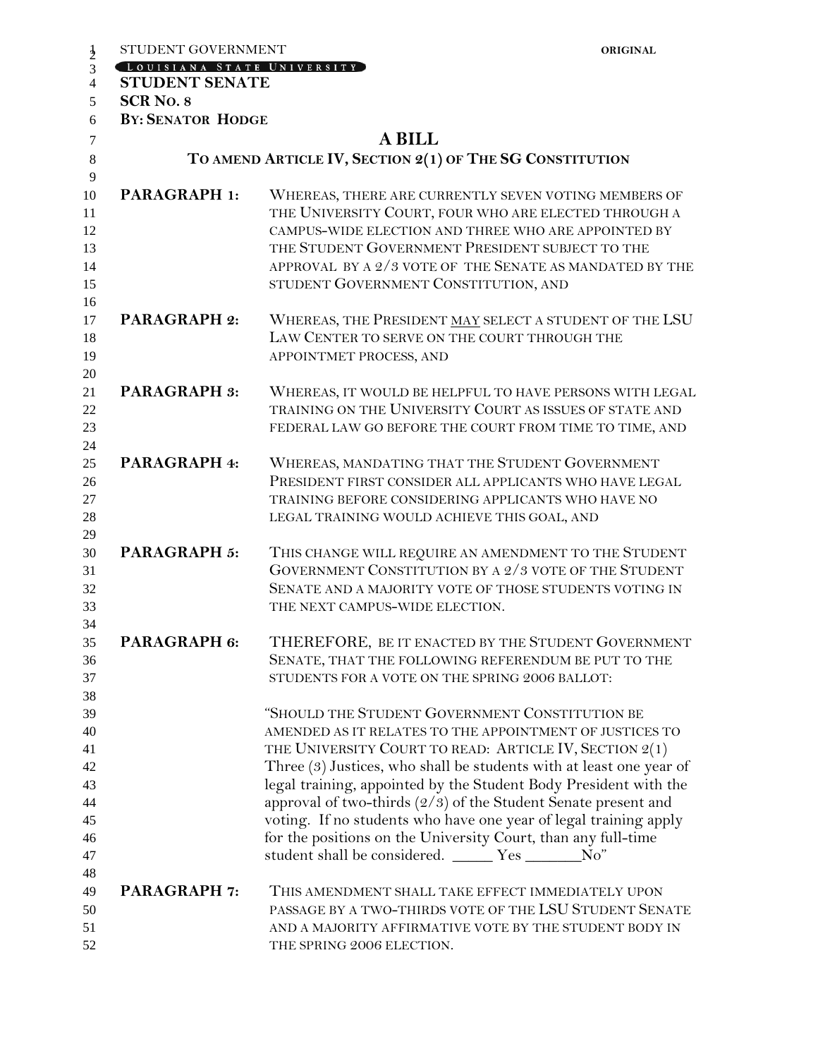STUDENT GOVERNMENT **ORIGINAL**

LOUISIANA STATE UNIVERSITY

**STUDENT SENATE**

**SCR NO. 8**

**BY: SENATOR HODGE**

# A BILL

## TO AMEND ARTICLE IV, SECTION 2(1) OF THE SG CONSTITUTION

**PARAGRAPH 1:** WHEREAS, THERE ARE CURRENTLY SEVEN VOTING MEMBERS OF THE UNIVERSITY COURT, FOUR WHO ARE ELECTED THROUGH A CAMPUS-WIDE ELECTION AND THREE WHO ARE APPOINTED BY THE STUDENT GOVERNMENT PRESIDENT SUBJECT TO THE APPROVAL BY A 2/3 VOTE OF THE SENATE AS MANDATED BY THE STUDENT GOVERNMENT CONSTITUTION, AND

**PARAGRAPH 2:** WHEREAS, THE PRESIDENT <u>MAY</u> SELECT A STUDENT OF THE LSU LAW CENTER TO SERVE ON THE COURT THROUGH THE APPOINTMET PROCESS, AND

**PARAGRAPH 3:** WHEREAS, IT WOULD BE HELPFUL TO HAVE PERSONS WITH LEGAL TRAINING ON THE UNIVERSITY COURT AS ISSUES OF STATE AND FEDERAL LAW GO BEFORE THE COURT FROM TIME TO TIME, AND

**PARAGRAPH 4:** WHEREAS, MANDATING THAT THE STUDENT GOVERNMENT PRESIDENT FIRST CONSIDER ALL APPLICANTS WHO HAVE LEGAL TRAINING BEFORE CONSIDERING APPLICANTS WHO HAVE NO LEGAL TRAINING WOULD ACHIEVE THIS GOAL, AND

**PARAGRAPH 5:** THIS CHANGE WILL REQUIRE AN AMENDMENT TO THE STUDENT GOVERNMENT CONSTITUTION BY A 2/3 VOTE OF THE STUDENT SENATE AND A MAJORITY VOTE OF THOSE STUDENTS VOTING IN THE NEXT CAMPUS-WIDE ELECTION.

**PARAGRAPH 6:** THEREFORE, BE IT ENACTED BY THE STUDENT GOVERNMENT SENATE, THAT THE FOLLOWING REFERENDUM BE PUT TO THE STUDENTS FOR A VOTE ON THE SPRING 2006 BALLOT:

"SHOULD THE STUDENT GOVERNMENT CONSTITUTION BE AMENDED AS IT RELATES TO THE APPOINTMENT OF JUSTICES TO THE UNIVERSITY COURT TO READ: ARTICLE IV, SECTION 2(1) Three (3) Justices, who shall be students with at least one year of legal training, appointed by the Student Body President with the approval of two-thirds (2/3) of the Student Senate present and voting. If no students who have one year of legal training apply for the positions on the University Court, than any full-time student shall be considered. _____ Yes _______No"

**PARAGRAPH 7:** THIS AMENDMENT SHALL TAKE EFFECT IMMEDIATELY UPON PASSAGE BY A TWO-THIRDS VOTE OF THE LSU STUDENT SENATE AND A MAJORITY AFFIRMATIVE VOTE BY THE STUDENT BODY IN THE SPRING 2006 ELECTION.